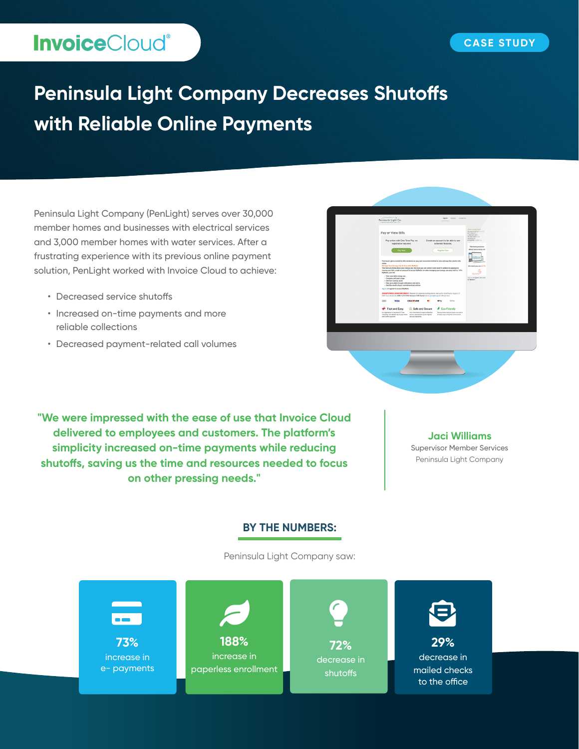InvoiceCloud®

CASE STUDY

# Peninsula Light Company Decreases Shutoffs with Reliable Online Payments

Peninsula Light Company (PenLight) serves over 30,000 member homes and businesses with electrical services and 3,000 member homes with water services. After a frustrating experience with its previous online payment solution, PenLight worked with Invoice Cloud to achieve:

- Decreased service shutoffs
- Increased on-time payments and more reliable collections
- Decreased payment-related call volumes

**"We were impressed with the ease of use that Invoice Cloud delivered to employees and customers. The platform's simplicity increased on-time payments while reducing shutoffs, saving us the time and resources needed to focus on other pressing needs."**

**Jaci Williams**
Supervisor Member Services
Peninsula Light Company

## BY THE NUMBERS:

Peninsula Light Company saw:

- **73%** increase in e- payments
- **188%** increase in paperless enrollment
- **72%** decrease in shutoffs
- **29%** decrease in mailed checks to the office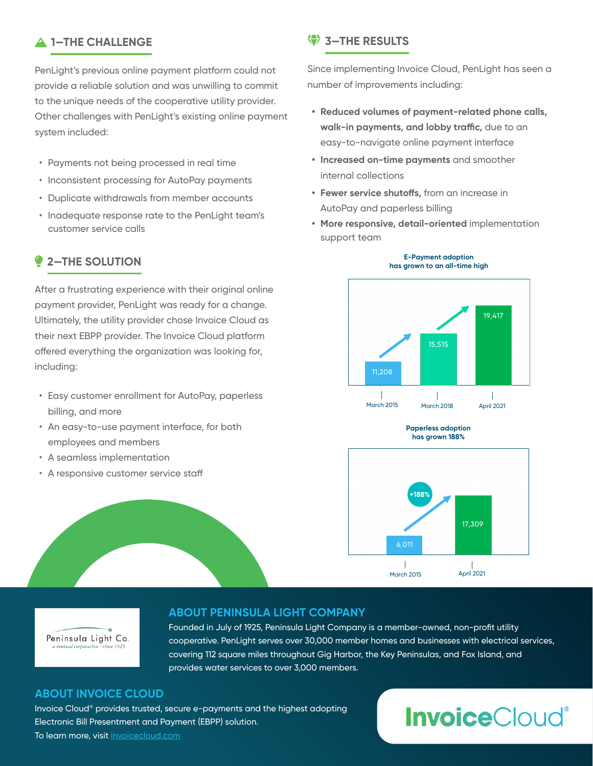## 1—THE CHALLENGE

PenLight's previous online payment platform could not provide a reliable solution and was unwilling to commit to the unique needs of the cooperative utility provider. Other challenges with PenLight's existing online payment system included:

- Payments not being processed in real time
- Inconsistent processing for AutoPay payments
- Duplicate withdrawals from member accounts
- Inadequate response rate to the PenLight team's customer service calls

## 2—THE SOLUTION

After a frustrating experience with their original online payment provider, PenLight was ready for a change. Ultimately, the utility provider chose Invoice Cloud as their next EBPP provider. The Invoice Cloud platform offered everything the organization was looking for, including:

- Easy customer enrollment for AutoPay, paperless billing, and more
- An easy-to-use payment interface, for both employees and members
- A seamless implementation
- A responsive customer service staff

## 3—THE RESULTS

Since implementing Invoice Cloud, PenLight has seen a number of improvements including:

- **Reduced volumes of payment-related phone calls, walk-in payments, and lobby traffic,** due to an easy-to-navigate online payment interface
- **Increased on-time payments** and smoother internal collections
- **Fewer service shutoffs,** from an increase in AutoPay and paperless billing
- **More responsive, detail-oriented** implementation support team

**E-Payment adoption has grown to an all-time high**

11,208
15,515
19,417
March 2015
March 2018
April 2021

**Paperless adoption has grown 188%**

+188%
6,011
17,309
March 2015
April 2021

## ABOUT PENINSULA LIGHT COMPANY

Peninsula Light Co.
*a mutual corporation · since 1925*

Founded in July of 1925, Peninsula Light Company is a member-owned, non-profit utility cooperative. PenLight serves over 30,000 member homes and businesses with electrical services, covering 112 square miles throughout Gig Harbor, the Key Peninsulas, and Fox Island, and provides water services to over 3,000 members.

## ABOUT INVOICE CLOUD

Invoice Cloud® provides trusted, secure e-payments and the highest adopting Electronic Bill Presentment and Payment (EBPP) solution.
To learn more, visit [invoicecloud.com](invoicecloud.com)

InvoiceCloud®